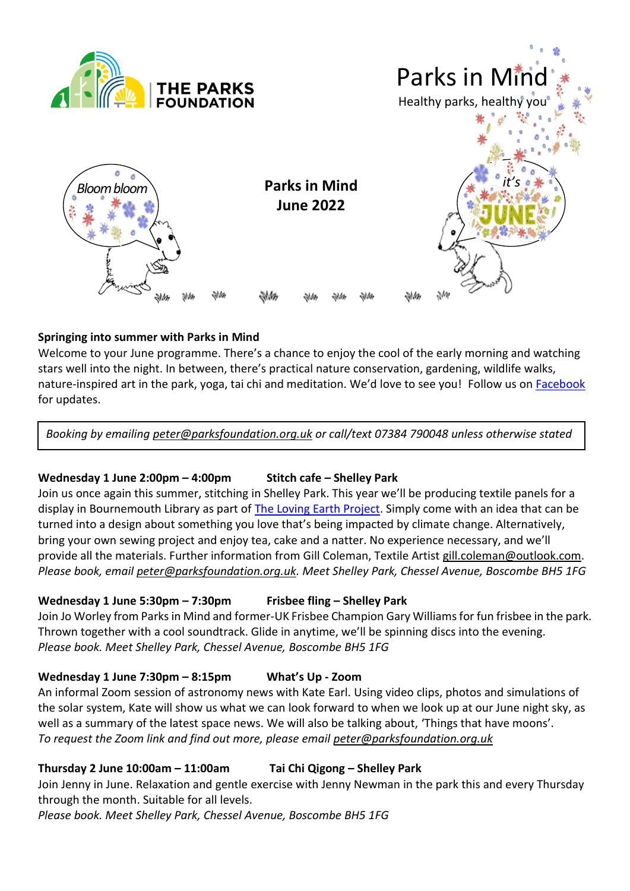THE PARKS FOUNDATION

Parks in Mind

Healthy parks, healthy you

Bloom bloom

it's JUNE

# Parks in Mind
# June 2022

**Springing into summer with Parks in Mind**

Welcome to your June programme. There's a chance to enjoy the cool of the early morning and watching stars well into the night. In between, there's practical nature conservation, gardening, wildlife walks, nature-inspired art in the park, yoga, tai chi and meditation. We'd love to see you! Follow us on Facebook for updates.

*Booking by emailing peter@parksfoundation.org.uk or call/text 07384 790048 unless otherwise stated*

**Wednesday 1 June 2:00pm – 4:00pm Stitch cafe – Shelley Park**

Join us once again this summer, stitching in Shelley Park. This year we'll be producing textile panels for a display in Bournemouth Library as part of The Loving Earth Project. Simply come with an idea that can be turned into a design about something you love that's being impacted by climate change. Alternatively, bring your own sewing project and enjoy tea, cake and a natter. No experience necessary, and we'll provide all the materials. Further information from Gill Coleman, Textile Artist gill.coleman@outlook.com.
*Please book, email peter@parksfoundation.org.uk. Meet Shelley Park, Chessel Avenue, Boscombe BH5 1FG*

**Wednesday 1 June 5:30pm – 7:30pm Frisbee fling – Shelley Park**

Join Jo Worley from Parks in Mind and former-UK Frisbee Champion Gary Williams for fun frisbee in the park. Thrown together with a cool soundtrack. Glide in anytime, we'll be spinning discs into the evening.
*Please book. Meet Shelley Park, Chessel Avenue, Boscombe BH5 1FG*

**Wednesday 1 June 7:30pm – 8:15pm What's Up - Zoom**

An informal Zoom session of astronomy news with Kate Earl. Using video clips, photos and simulations of the solar system, Kate will show us what we can look forward to when we look up at our June night sky, as well as a summary of the latest space news. We will also be talking about, 'Things that have moons'.
*To request the Zoom link and find out more, please email peter@parksfoundation.org.uk*

**Thursday 2 June 10:00am – 11:00am Tai Chi Qigong – Shelley Park**

Join Jenny in June. Relaxation and gentle exercise with Jenny Newman in the park this and every Thursday through the month. Suitable for all levels.
*Please book. Meet Shelley Park, Chessel Avenue, Boscombe BH5 1FG*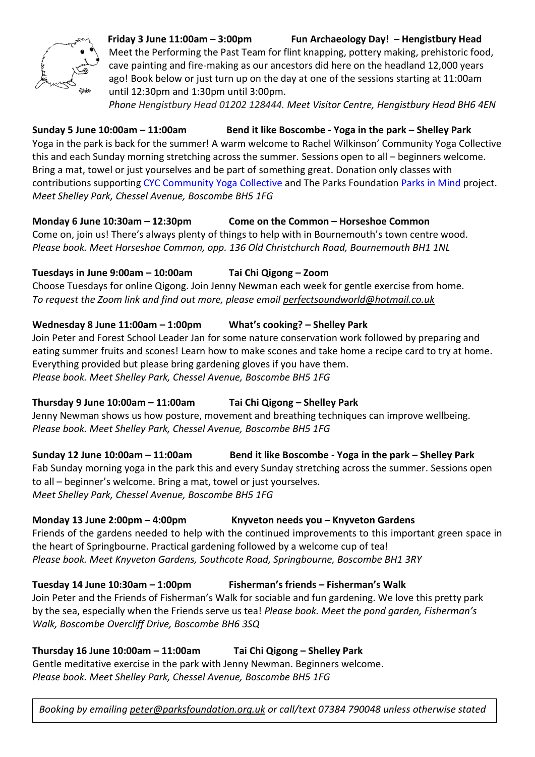**Friday 3 June 11:00am – 3:00pm Fun Archaeology Day! – Hengistbury Head**
Meet the Performing the Past Team for flint knapping, pottery making, prehistoric food, cave painting and fire-making as our ancestors did here on the headland 12,000 years ago! Book below or just turn up on the day at one of the sessions starting at 11:00am until 12:30pm and 1:30pm until 3:00pm.
*Phone Hengistbury Head 01202 128444. Meet Visitor Centre, Hengistbury Head BH6 4EN*

**Sunday 5 June 10:00am – 11:00am Bend it like Boscombe - Yoga in the park – Shelley Park**
Yoga in the park is back for the summer! A warm welcome to Rachel Wilkinson' Community Yoga Collective this and each Sunday morning stretching across the summer. Sessions open to all – beginners welcome. Bring a mat, towel or just yourselves and be part of something great. Donation only classes with contributions supporting CYC Community Yoga Collective and The Parks Foundation Parks in Mind project.
*Meet Shelley Park, Chessel Avenue, Boscombe BH5 1FG*

**Monday 6 June 10:30am – 12:30pm Come on the Common – Horseshoe Common**
Come on, join us! There's always plenty of things to help with in Bournemouth's town centre wood.
*Please book. Meet Horseshoe Common, opp. 136 Old Christchurch Road, Bournemouth BH1 1NL*

**Tuesdays in June 9:00am – 10:00am Tai Chi Qigong – Zoom**
Choose Tuesdays for online Qigong. Join Jenny Newman each week for gentle exercise from home.
*To request the Zoom link and find out more, please email perfectsoundworld@hotmail.co.uk*

**Wednesday 8 June 11:00am – 1:00pm What's cooking? – Shelley Park**
Join Peter and Forest School Leader Jan for some nature conservation work followed by preparing and eating summer fruits and scones! Learn how to make scones and take home a recipe card to try at home. Everything provided but please bring gardening gloves if you have them.
*Please book. Meet Shelley Park, Chessel Avenue, Boscombe BH5 1FG*

**Thursday 9 June 10:00am – 11:00am Tai Chi Qigong – Shelley Park**
Jenny Newman shows us how posture, movement and breathing techniques can improve wellbeing.
*Please book. Meet Shelley Park, Chessel Avenue, Boscombe BH5 1FG*

**Sunday 12 June 10:00am – 11:00am Bend it like Boscombe - Yoga in the park – Shelley Park**
Fab Sunday morning yoga in the park this and every Sunday stretching across the summer. Sessions open to all – beginner's welcome. Bring a mat, towel or just yourselves.
*Meet Shelley Park, Chessel Avenue, Boscombe BH5 1FG*

**Monday 13 June 2:00pm – 4:00pm Knyveton needs you – Knyveton Gardens**
Friends of the gardens needed to help with the continued improvements to this important green space in the heart of Springbourne. Practical gardening followed by a welcome cup of tea!
*Please book. Meet Knyveton Gardens, Southcote Road, Springbourne, Boscombe BH1 3RY*

**Tuesday 14 June 10:30am – 1:00pm Fisherman's friends – Fisherman's Walk**
Join Peter and the Friends of Fisherman's Walk for sociable and fun gardening. We love this pretty park by the sea, especially when the Friends serve us tea! *Please book. Meet the pond garden, Fisherman's Walk, Boscombe Overcliff Drive, Boscombe BH6 3SQ*

**Thursday 16 June 10:00am – 11:00am Tai Chi Qigong – Shelley Park**
Gentle meditative exercise in the park with Jenny Newman. Beginners welcome.
*Please book. Meet Shelley Park, Chessel Avenue, Boscombe BH5 1FG*

*Booking by emailing peter@parksfoundation.org.uk or call/text 07384 790048 unless otherwise stated*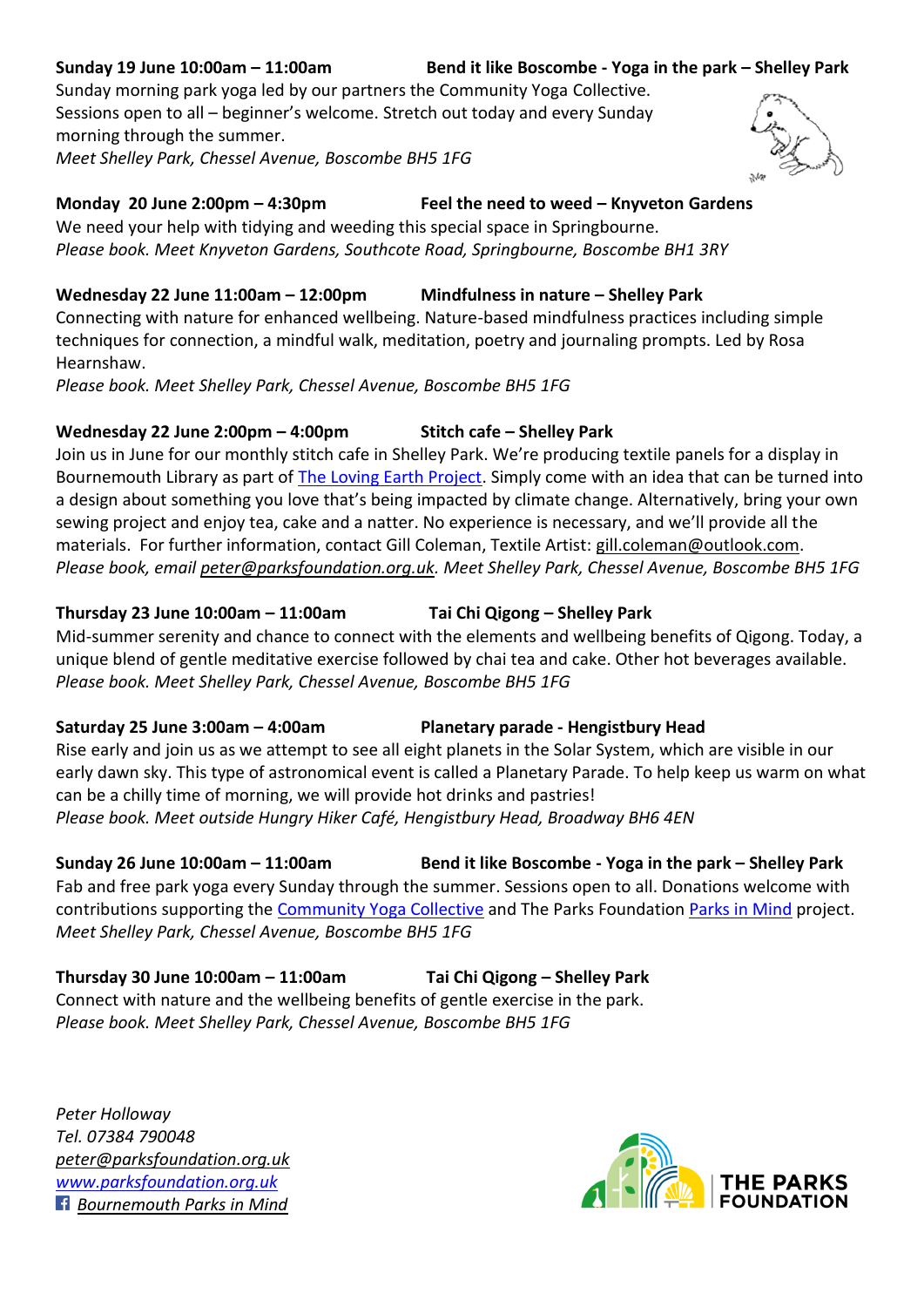**Sunday 19 June 10:00am – 11:00am** **Bend it like Boscombe - Yoga in the park – Shelley Park**

Sunday morning park yoga led by our partners the Community Yoga Collective. Sessions open to all – beginner's welcome. Stretch out today and every Sunday morning through the summer.

*Meet Shelley Park, Chessel Avenue, Boscombe BH5 1FG*

**Monday 20 June 2:00pm – 4:30pm** **Feel the need to weed – Knyveton Gardens**

We need your help with tidying and weeding this special space in Springbourne.

*Please book. Meet Knyveton Gardens, Southcote Road, Springbourne, Boscombe BH1 3RY*

**Wednesday 22 June 11:00am – 12:00pm** **Mindfulness in nature – Shelley Park**

Connecting with nature for enhanced wellbeing. Nature-based mindfulness practices including simple techniques for connection, a mindful walk, meditation, poetry and journaling prompts. Led by Rosa Hearnshaw.

*Please book. Meet Shelley Park, Chessel Avenue, Boscombe BH5 1FG*

**Wednesday 22 June 2:00pm – 4:00pm** **Stitch cafe – Shelley Park**

Join us in June for our monthly stitch cafe in Shelley Park. We're producing textile panels for a display in Bournemouth Library as part of The Loving Earth Project. Simply come with an idea that can be turned into a design about something you love that's being impacted by climate change. Alternatively, bring your own sewing project and enjoy tea, cake and a natter. No experience is necessary, and we'll provide all the materials. For further information, contact Gill Coleman, Textile Artist: gill.coleman@outlook.com.

*Please book, email peter@parksfoundation.org.uk. Meet Shelley Park, Chessel Avenue, Boscombe BH5 1FG*

**Thursday 23 June 10:00am – 11:00am** **Tai Chi Qigong – Shelley Park**

Mid-summer serenity and chance to connect with the elements and wellbeing benefits of Qigong. Today, a unique blend of gentle meditative exercise followed by chai tea and cake. Other hot beverages available.

*Please book. Meet Shelley Park, Chessel Avenue, Boscombe BH5 1FG*

**Saturday 25 June 3:00am – 4:00am** **Planetary parade - Hengistbury Head**

Rise early and join us as we attempt to see all eight planets in the Solar System, which are visible in our early dawn sky. This type of astronomical event is called a Planetary Parade. To help keep us warm on what can be a chilly time of morning, we will provide hot drinks and pastries!

*Please book. Meet outside Hungry Hiker Café, Hengistbury Head, Broadway BH6 4EN*

**Sunday 26 June 10:00am – 11:00am** **Bend it like Boscombe - Yoga in the park – Shelley Park**

Fab and free park yoga every Sunday through the summer. Sessions open to all. Donations welcome with contributions supporting the Community Yoga Collective and The Parks Foundation Parks in Mind project.

*Meet Shelley Park, Chessel Avenue, Boscombe BH5 1FG*

**Thursday 30 June 10:00am – 11:00am** **Tai Chi Qigong – Shelley Park**

Connect with nature and the wellbeing benefits of gentle exercise in the park.

*Please book. Meet Shelley Park, Chessel Avenue, Boscombe BH5 1FG*

*Peter Holloway*
*Tel. 07384 790048*
*peter@parksfoundation.org.uk*
*www.parksfoundation.org.uk*
*Bournemouth Parks in Mind*

THE PARKS FOUNDATION